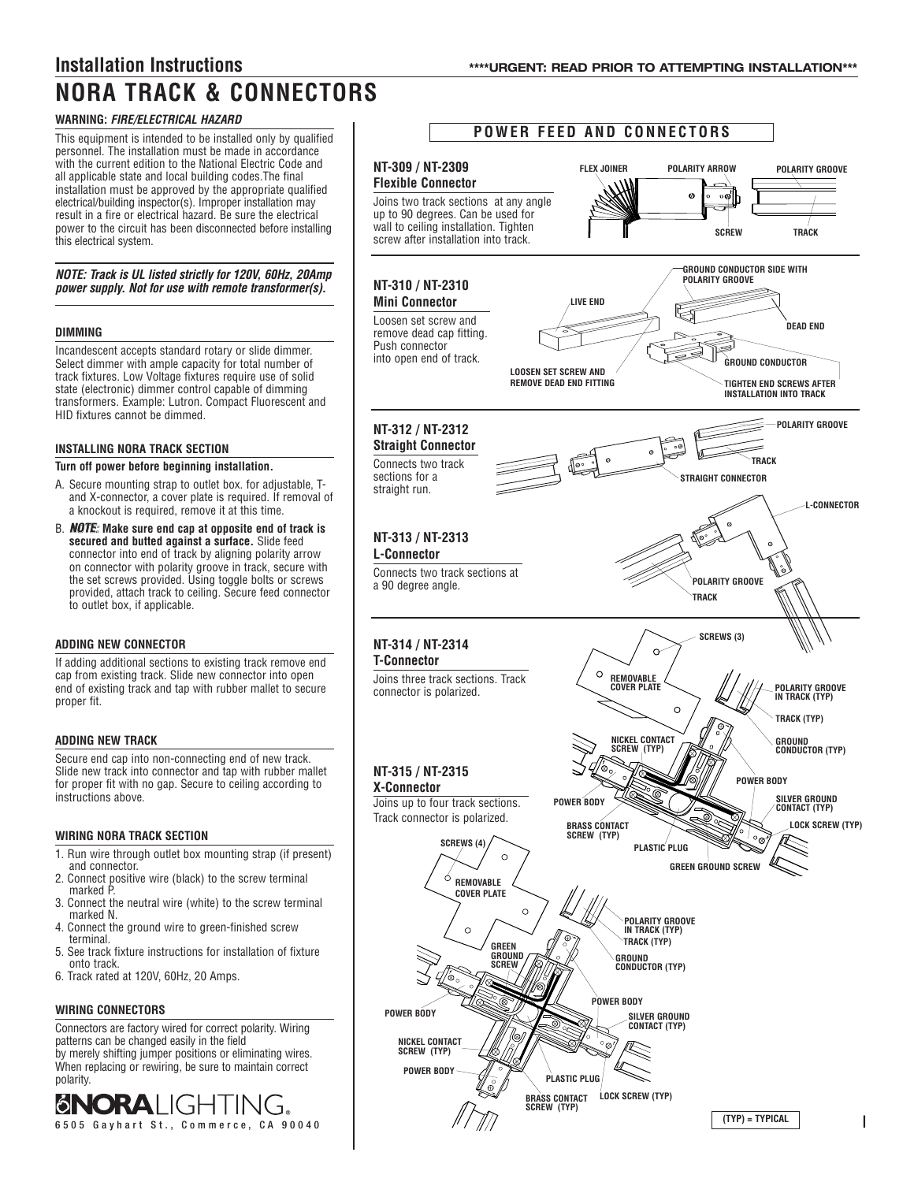# Installation Instructions

****URGENT: READ PRIOR TO ATTEMPTING INSTALLATION***

# NORA TRACK & CONNECTORS

**WARNING:** ***FIRE/ELECTRICAL HAZARD***

This equipment is intended to be installed only by qualified personnel. The installation must be made in accordance with the current edition to the National Electric Code and all applicable state and local building codes.The final installation must be approved by the appropriate qualified electrical/building inspector(s). Improper installation may result in a fire or electrical hazard. Be sure the electrical power to the circuit has been disconnected before installing this electrical system.

***NOTE: Track is UL listed strictly for 120V, 60Hz, 20Amp power supply. Not for use with remote transformer(s).***

### DIMMING

Incandescent accepts standard rotary or slide dimmer. Select dimmer with ample capacity for total number of track fixtures. Low Voltage fixtures require use of solid state (electronic) dimmer control capable of dimming transformers. Example: Lutron. Compact Fluorescent and HID fixtures cannot be dimmed.

### INSTALLING NORA TRACK SECTION

**Turn off power before beginning installation.**

A. Secure mounting strap to outlet box. for adjustable, T- and X-connector, a cover plate is required. If removal of a knockout is required, remove it at this time.

B. ***NOTE:*** **Make sure end cap at opposite end of track is secured and butted against a surface.** Slide feed connector into end of track by aligning polarity arrow on connector with polarity groove in track, secure with the set screws provided. Using toggle bolts or screws provided, attach track to ceiling. Secure feed connector to outlet box, if applicable.

### ADDING NEW CONNECTOR

If adding additional sections to existing track remove end cap from existing track. Slide new connector into open end of existing track and tap with rubber mallet to secure proper fit.

### ADDING NEW TRACK

Secure end cap into non-connecting end of new track. Slide new track into connector and tap with rubber mallet for proper fit with no gap. Secure to ceiling according to instructions above.

### WIRING NORA TRACK SECTION

1. Run wire through outlet box mounting strap (if present) and connector.
2. Connect positive wire (black) to the screw terminal marked P.
3. Connect the neutral wire (white) to the screw terminal marked N.
4. Connect the ground wire to green-finished screw terminal.
5. See track fixture instructions for installation of fixture onto track.
6. Track rated at 120V, 60Hz, 20 Amps.

### WIRING CONNECTORS

Connectors are factory wired for correct polarity. Wiring patterns can be changed easily in the field by merely shifting jumper positions or eliminating wires. When replacing or rewiring, be sure to maintain correct polarity.

NORA LIGHTING®
6505 Gayhart St., Commerce, CA 90040

## POWER FEED AND CONNECTORS

### NT-309 / NT-2309 Flexible Connector

Joins two track sections at any angle up to 90 degrees. Can be used for wall to ceiling installation. Tighten screw after installation into track.

FLEX JOINER · POLARITY ARROW · POLARITY GROOVE · SCREW · TRACK

### NT-310 / NT-2310 Mini Connector

Loosen set screw and remove dead cap fitting. Push connector into open end of track.

LIVE END · GROUND CONDUCTOR SIDE WITH POLARITY GROOVE · DEAD END · GROUND CONDUCTOR · LOOSEN SET SCREW AND REMOVE DEAD END FITTING · TIGHTEN END SCREWS AFTER INSTALLATION INTO TRACK

### NT-312 / NT-2312 Straight Connector

Connects two track sections for a straight run.

POLARITY GROOVE · TRACK · STRAIGHT CONNECTOR

### NT-313 / NT-2313 L-Connector

Connects two track sections at a 90 degree angle.

L-CONNECTOR · POLARITY GROOVE · TRACK

### NT-314 / NT-2314 T-Connector

Joins three track sections. Track connector is polarized.

SCREWS (3) · REMOVABLE COVER PLATE · POLARITY GROOVE IN TRACK (TYP) · TRACK (TYP) · NICKEL CONTACT SCREW (TYP) · GROUND CONDUCTOR (TYP) · POWER BODY · SILVER GROUND CONTACT (TYP) · LOCK SCREW (TYP) · BRASS CONTACT SCREW (TYP) · PLASTIC PLUG · GREEN GROUND SCREW

### NT-315 / NT-2315 X-Connector

Joins up to four track sections. Track connector is polarized.

SCREWS (4) · REMOVABLE COVER PLATE · POLARITY GROOVE IN TRACK (TYP) · TRACK (TYP) · GREEN GROUND SCREW · GROUND CONDUCTOR (TYP) · POWER BODY · SILVER GROUND CONTACT (TYP) · NICKEL CONTACT SCREW (TYP) · PLASTIC PLUG · BRASS CONTACT SCREW (TYP) · LOCK SCREW (TYP)

(TYP) = TYPICAL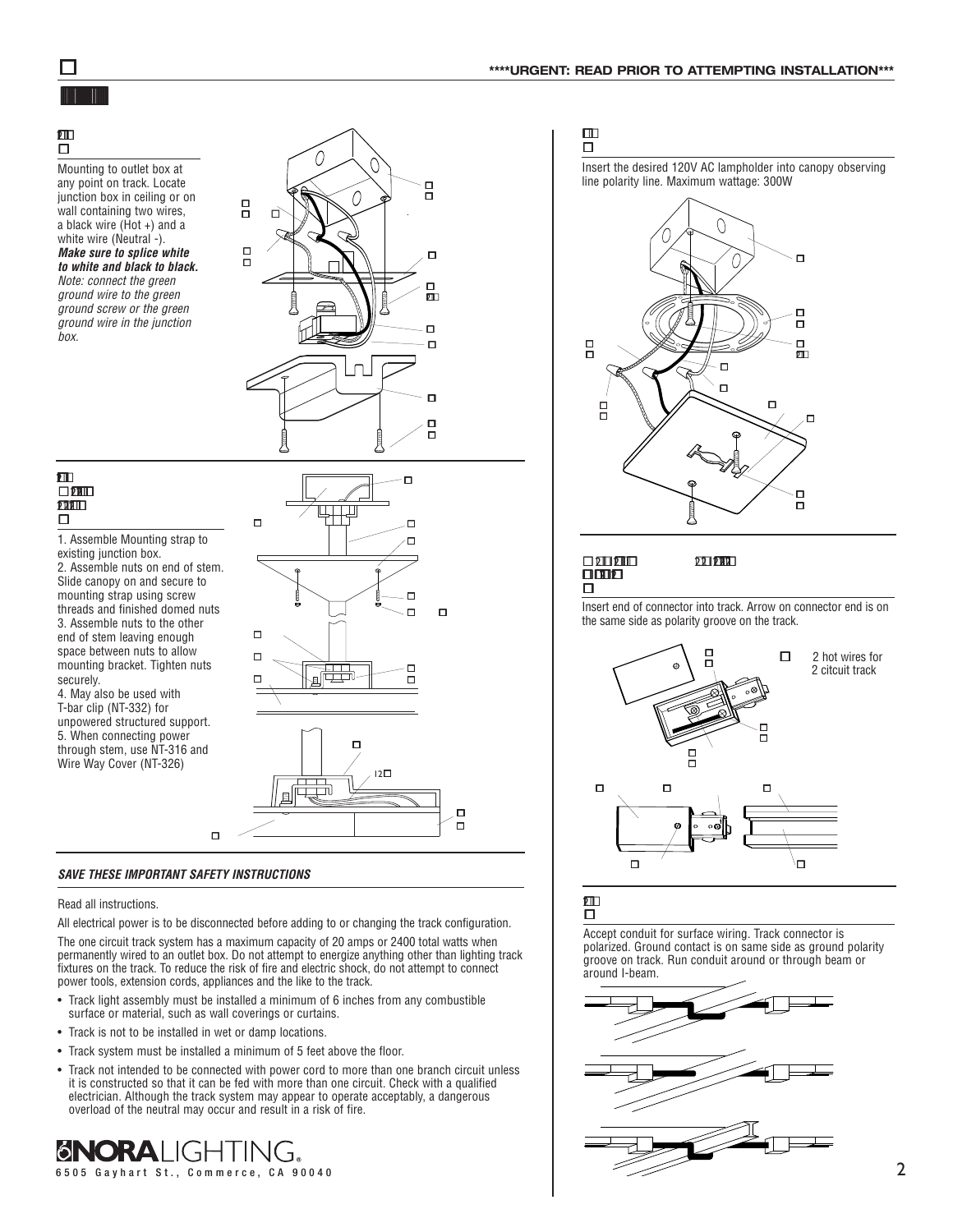****URGENT: READ PRIOR TO ATTEMPTING INSTALLATION***

Mounting to outlet box at any point on track. Locate junction box in ceiling or on wall containing two wires, a black wire (Hot +) and a white wire (Neutral -). ***Make sure to splice white to white and black to black.*** *Note: connect the green ground wire to the green ground screw or the green ground wire in the junction box.*

1. Assemble Mounting strap to existing junction box.
2. Assemble nuts on end of stem. Slide canopy on and secure to mounting strap using screw threads and finished domed nuts
3. Assemble nuts to the other end of stem leaving enough space between nuts to allow mounting bracket. Tighten nuts securely.
4. May also be used with T-bar clip (NT-332) for unpowered structured support.
5. When connecting power through stem, use NT-316 and Wire Way Cover (NT-326)

12

***SAVE THESE IMPORTANT SAFETY INSTRUCTIONS***

Read all instructions.

All electrical power is to be disconnected before adding to or changing the track configuration.

The one circuit track system has a maximum capacity of 20 amps or 2400 total watts when permanently wired to an outlet box. Do not attempt to energize anything other than lighting track fixtures on the track. To reduce the risk of fire and electric shock, do not attempt to connect power tools, extension cords, appliances and the like to the track.

- Track light assembly must be installed a minimum of 6 inches from any combustible surface or material, such as wall coverings or curtains.
- Track is not to be installed in wet or damp locations.
- Track system must be installed a minimum of 5 feet above the floor.
- Track not intended to be connected with power cord to more than one branch circuit unless it is constructed so that it can be fed with more than one circuit. Check with a qualified electrician. Although the track system may appear to operate acceptably, a dangerous overload of the neutral may occur and result in a risk of fire.

NORA LIGHTING
6505 Gayhart St., Commerce, CA 90040

Insert the desired 120V AC lampholder into canopy observing line polarity line. Maximum wattage: 300W

Insert end of connector into track. Arrow on connector end is on the same side as polarity groove on the track.

2 hot wires for 2 citcuit track

Accept conduit for surface wiring. Track connector is polarized. Ground contact is on same side as ground polarity groove on track. Run conduit around or through beam or around I-beam.